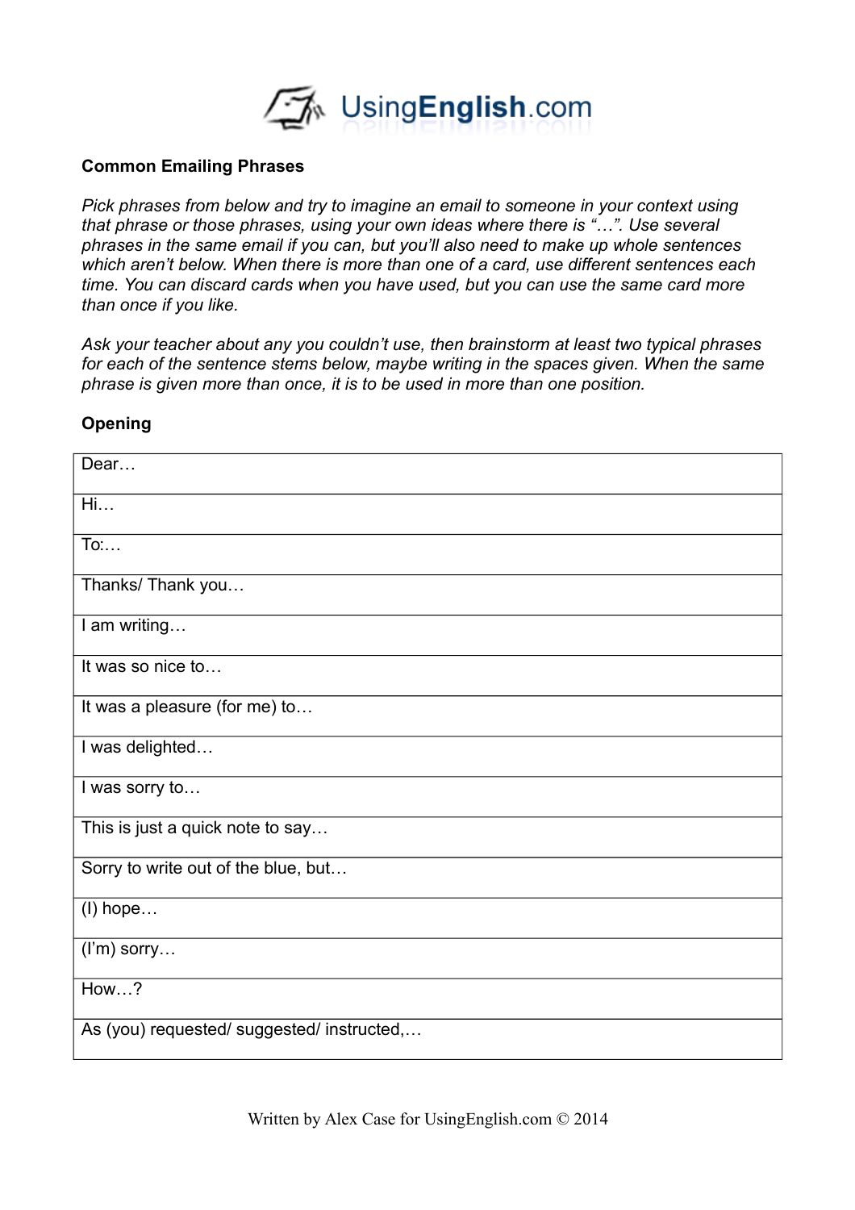**Common Emailing Phrases**

*Pick phrases from below and try to imagine an email to someone in your context using that phrase or those phrases, using your own ideas where there is "…". Use several phrases in the same email if you can, but you'll also need to make up whole sentences which aren't below. When there is more than one of a card, use different sentences each time. You can discard cards when you have used, but you can use the same card more than once if you like.*

*Ask your teacher about any you couldn't use, then brainstorm at least two typical phrases for each of the sentence stems below, maybe writing in the spaces given. When the same phrase is given more than once, it is to be used in more than one position.*

**Opening**

| |
|---|
| Dear… |
| Hi… |
| To:… |
| Thanks/ Thank you… |
| I am writing… |
| It was so nice to… |
| It was a pleasure (for me) to… |
| I was delighted… |
| I was sorry to… |
| This is just a quick note to say… |
| Sorry to write out of the blue, but… |
| (I) hope… |
| (I'm) sorry… |
| How…? |
| As (you) requested/ suggested/ instructed,… |

Written by Alex Case for UsingEnglish.com © 2014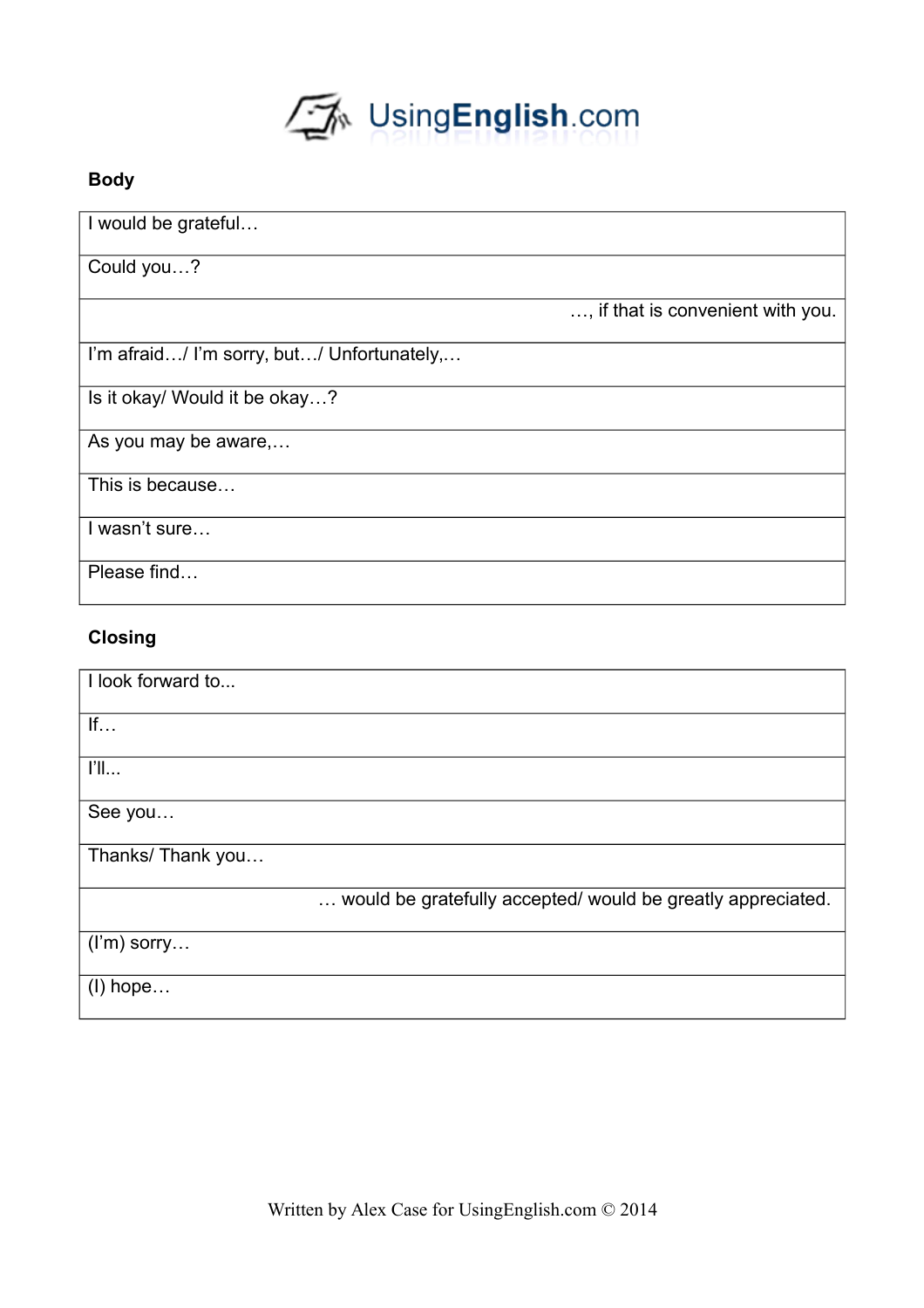**Body**

| |
|---|
| I would be grateful… |
| Could you…? |
| …, if that is convenient with you. |
| I'm afraid…/ I'm sorry, but…/ Unfortunately,… |
| Is it okay/ Would it be okay…? |
| As you may be aware,… |
| This is because… |
| I wasn't sure… |
| Please find… |

**Closing**

| |
|---|
| I look forward to... |
| If… |
| I'll... |
| See you… |
| Thanks/ Thank you… |
| … would be gratefully accepted/ would be greatly appreciated. |
| (I'm) sorry… |
| (I) hope… |

Written by Alex Case for UsingEnglish.com © 2014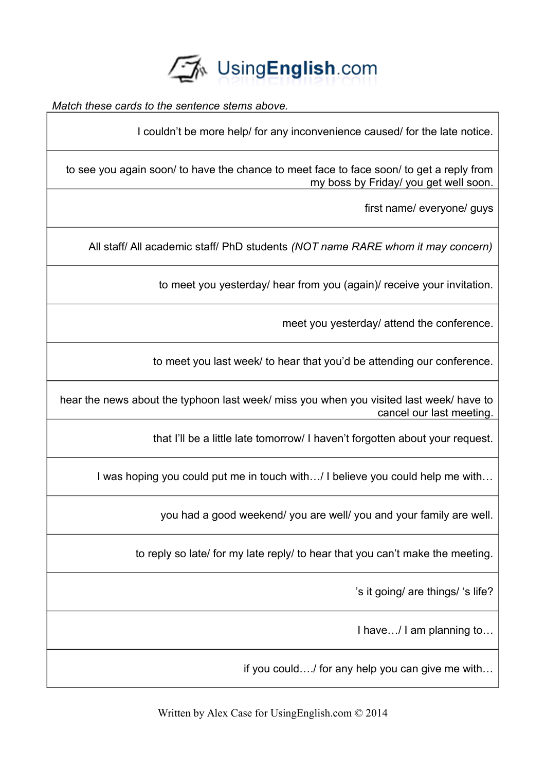*Match these cards to the sentence stems above.*

| |
|---|
| I couldn't be more help/ for any inconvenience caused/ for the late notice. |
| to see you again soon/ to have the chance to meet face to face soon/ to get a reply from my boss by Friday/ you get well soon. |
| first name/ everyone/ guys |
| All staff/ All academic staff/ PhD students *(NOT name RARE whom it may concern)* |
| to meet you yesterday/ hear from you (again)/ receive your invitation. |
| meet you yesterday/ attend the conference. |
| to meet you last week/ to hear that you'd be attending our conference. |
| hear the news about the typhoon last week/ miss you when you visited last week/ have to cancel our last meeting. |
| that I'll be a little late tomorrow/ I haven't forgotten about your request. |
| I was hoping you could put me in touch with…/ I believe you could help me with… |
| you had a good weekend/ you are well/ you and your family are well. |
| to reply so late/ for my late reply/ to hear that you can't make the meeting. |
| 's it going/ are things/ 's life? |
| I have…/ I am planning to… |
| if you could…./ for any help you can give me with… |

Written by Alex Case for UsingEnglish.com © 2014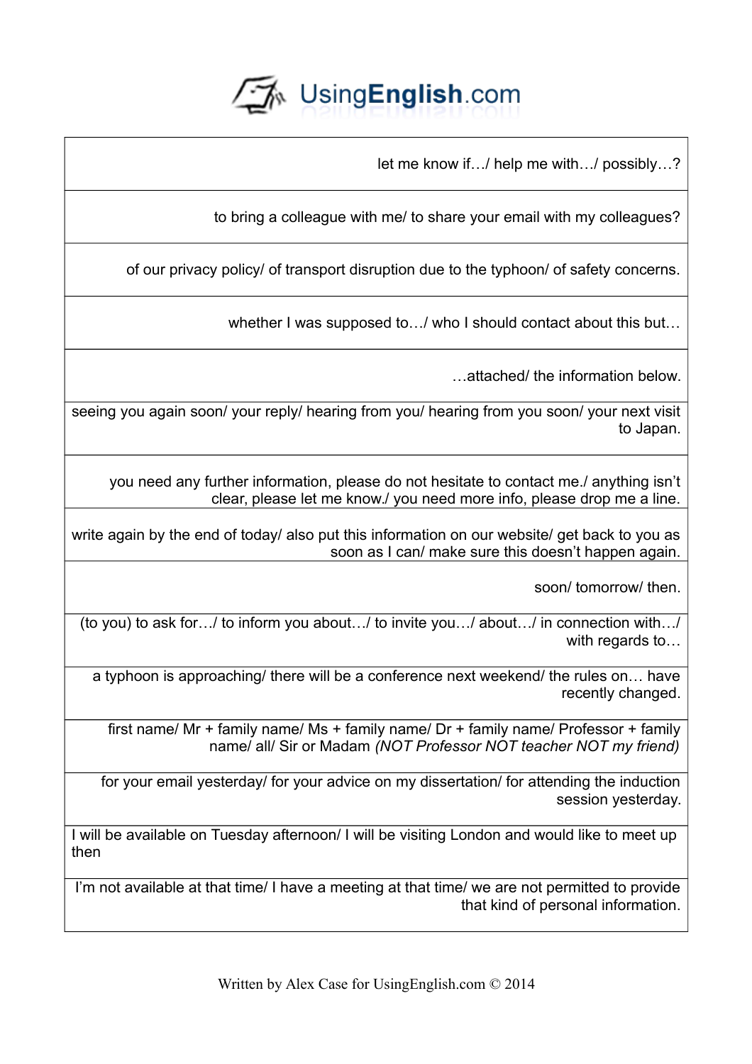| |
|---|
| let me know if…/ help me with…/ possibly…? |
| to bring a colleague with me/ to share your email with my colleagues? |
| of our privacy policy/ of transport disruption due to the typhoon/ of safety concerns. |
| whether I was supposed to…/ who I should contact about this but… |
| …attached/ the information below. |
| seeing you again soon/ your reply/ hearing from you/ hearing from you soon/ your next visit to Japan. |
| you need any further information, please do not hesitate to contact me./ anything isn't clear, please let me know./ you need more info, please drop me a line. |
| write again by the end of today/ also put this information on our website/ get back to you as soon as I can/ make sure this doesn't happen again. |
| soon/ tomorrow/ then. |
| (to you) to ask for…/ to inform you about…/ to invite you…/ about…/ in connection with…/ with regards to… |
| a typhoon is approaching/ there will be a conference next weekend/ the rules on… have recently changed. |
| first name/ Mr + family name/ Ms + family name/ Dr + family name/ Professor + family name/ all/ Sir or Madam *(NOT Professor NOT teacher NOT my friend)* |
| for your email yesterday/ for your advice on my dissertation/ for attending the induction session yesterday. |
| I will be available on Tuesday afternoon/ I will be visiting London and would like to meet up then |
| I'm not available at that time/ I have a meeting at that time/ we are not permitted to provide that kind of personal information. |

Written by Alex Case for UsingEnglish.com © 2014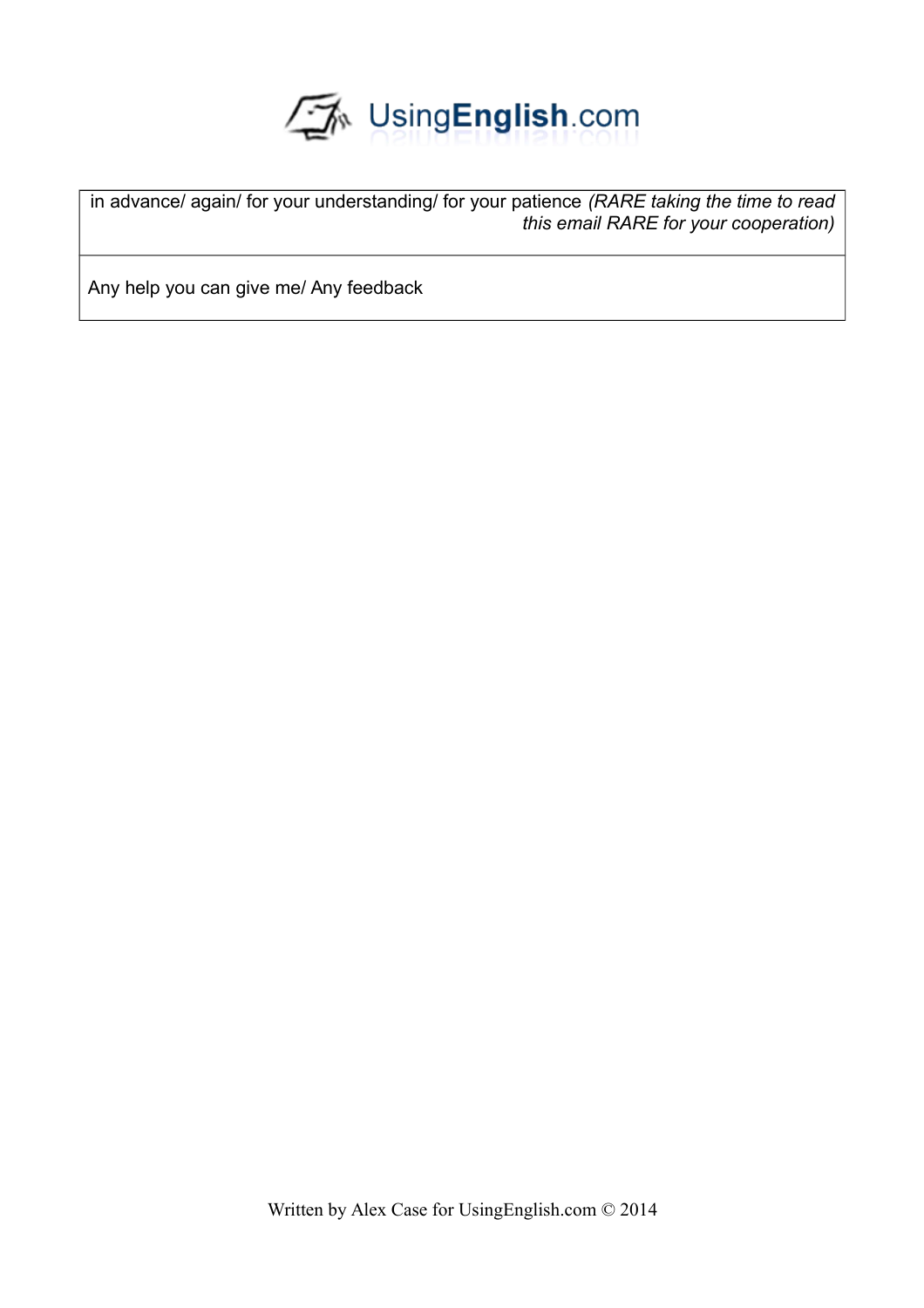| |
|---|
| in advance/ again/ for your understanding/ for your patience *(RARE taking the time to read this email RARE for your cooperation)* |
| Any help you can give me/ Any feedback |

Written by Alex Case for UsingEnglish.com © 2014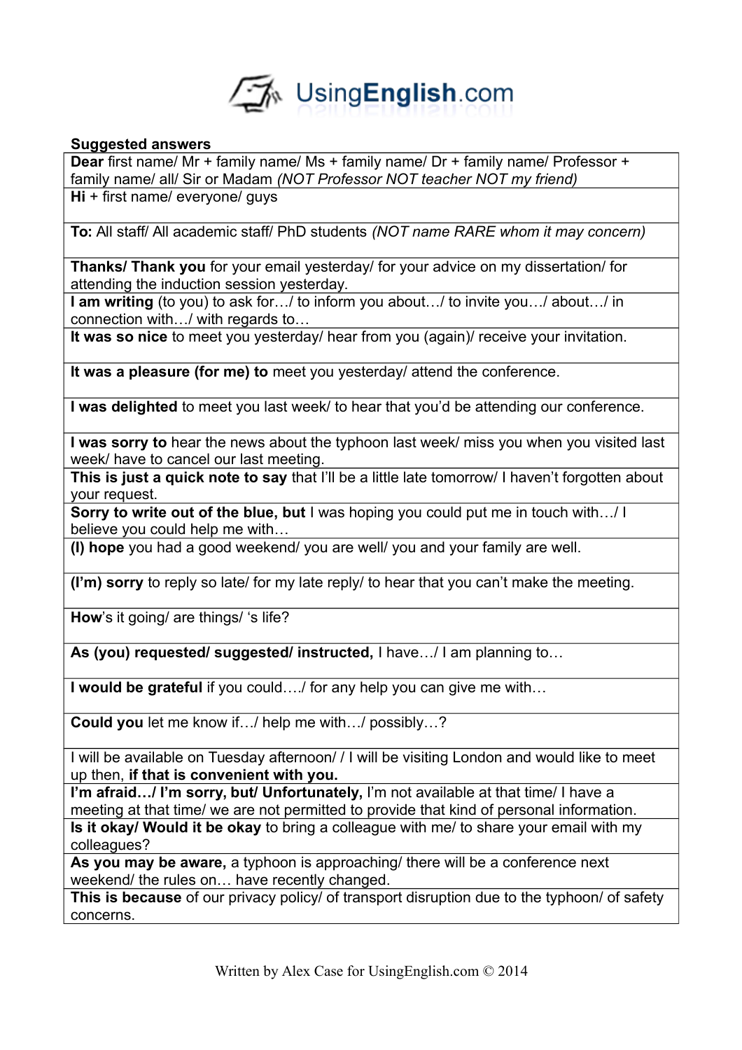**Suggested answers**

| |
|---|
| **Dear** first name/ Mr + family name/ Ms + family name/ Dr + family name/ Professor + family name/ all/ Sir or Madam *(NOT Professor NOT teacher NOT my friend)* |
| **Hi** + first name/ everyone/ guys |
| **To:** All staff/ All academic staff/ PhD students *(NOT name RARE whom it may concern)* |
| **Thanks/ Thank you** for your email yesterday/ for your advice on my dissertation/ for attending the induction session yesterday. |
| **I am writing** (to you) to ask for…/ to inform you about…/ to invite you…/ about…/ in connection with…/ with regards to… |
| **It was so nice** to meet you yesterday/ hear from you (again)/ receive your invitation. |
| **It was a pleasure (for me) to** meet you yesterday/ attend the conference. |
| **I was delighted** to meet you last week/ to hear that you'd be attending our conference. |
| **I was sorry to** hear the news about the typhoon last week/ miss you when you visited last week/ have to cancel our last meeting. |
| **This is just a quick note to say** that I'll be a little late tomorrow/ I haven't forgotten about your request. |
| **Sorry to write out of the blue, but** I was hoping you could put me in touch with…/ I believe you could help me with… |
| **(I) hope** you had a good weekend/ you are well/ you and your family are well. |
| **(I'm) sorry** to reply so late/ for my late reply/ to hear that you can't make the meeting. |
| **How**'s it going/ are things/ 's life? |
| **As (you) requested/ suggested/ instructed,** I have…/ I am planning to… |
| **I would be grateful** if you could…./ for any help you can give me with… |
| **Could you** let me know if…/ help me with…/ possibly…? |
| I will be available on Tuesday afternoon/ / I will be visiting London and would like to meet up then, **if that is convenient with you.** |
| **I'm afraid…/ I'm sorry, but/ Unfortunately,** I'm not available at that time/ I have a meeting at that time/ we are not permitted to provide that kind of personal information. |
| **Is it okay/ Would it be okay** to bring a colleague with me/ to share your email with my colleagues? |
| **As you may be aware,** a typhoon is approaching/ there will be a conference next weekend/ the rules on… have recently changed. |
| **This is because** of our privacy policy/ of transport disruption due to the typhoon/ of safety concerns. |

Written by Alex Case for UsingEnglish.com © 2014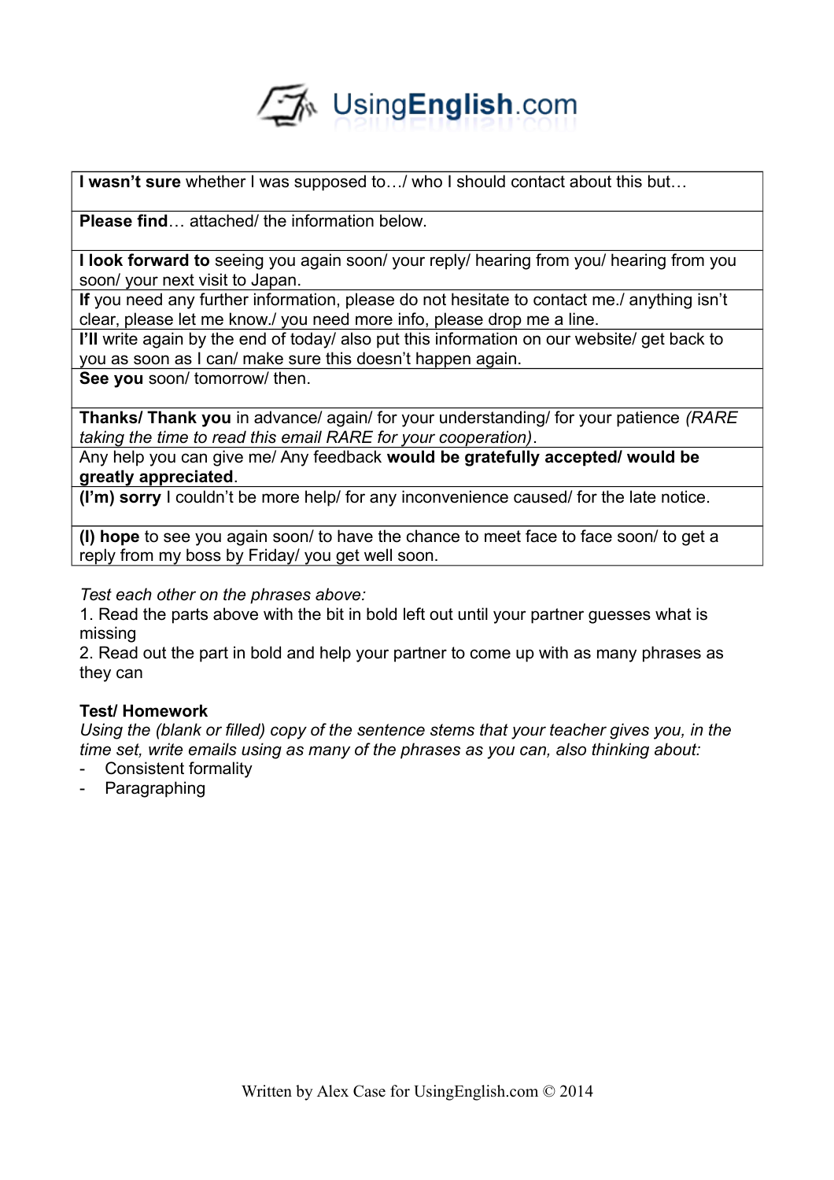| |
|---|
| **I wasn't sure** whether I was supposed to…/ who I should contact about this but… |
| **Please find**… attached/ the information below. |
| **I look forward to** seeing you again soon/ your reply/ hearing from you/ hearing from you soon/ your next visit to Japan. |
| **If** you need any further information, please do not hesitate to contact me./ anything isn't clear, please let me know./ you need more info, please drop me a line. |
| **I'll** write again by the end of today/ also put this information on our website/ get back to you as soon as I can/ make sure this doesn't happen again. |
| **See you** soon/ tomorrow/ then. |
| **Thanks/ Thank you** in advance/ again/ for your understanding/ for your patience *(RARE taking the time to read this email RARE for your cooperation)*. |
| Any help you can give me/ Any feedback **would be gratefully accepted/ would be greatly appreciated**. |
| **(I'm) sorry** I couldn't be more help/ for any inconvenience caused/ for the late notice. |
| **(I) hope** to see you again soon/ to have the chance to meet face to face soon/ to get a reply from my boss by Friday/ you get well soon. |

*Test each other on the phrases above:*

1. Read the parts above with the bit in bold left out until your partner guesses what is missing
2. Read out the part in bold and help your partner to come up with as many phrases as they can

**Test/ Homework**

*Using the (blank or filled) copy of the sentence stems that your teacher gives you, in the time set, write emails using as many of the phrases as you can, also thinking about:*

- Consistent formality
- Paragraphing

Written by Alex Case for UsingEnglish.com © 2014